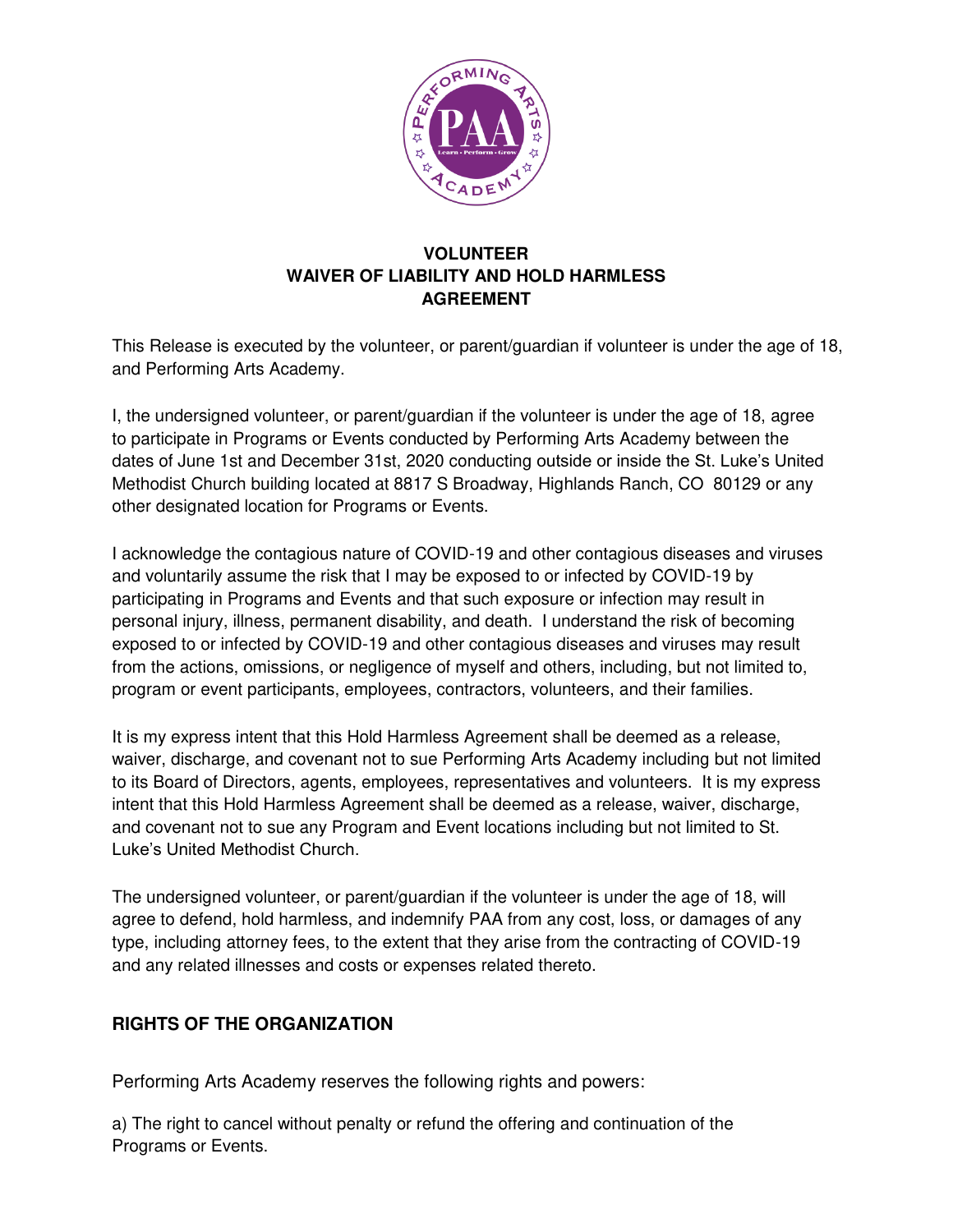**VOLUNTEER**
**WAIVER OF LIABILITY AND HOLD HARMLESS**
**AGREEMENT**

This Release is executed by the volunteer, or parent/guardian if volunteer is under the age of 18, and Performing Arts Academy.

I, the undersigned volunteer, or parent/guardian if the volunteer is under the age of 18, agree to participate in Programs or Events conducted by Performing Arts Academy between the dates of June 1st and December 31st, 2020 conducting outside or inside the St. Luke's United Methodist Church building located at 8817 S Broadway, Highlands Ranch, CO 80129 or any other designated location for Programs or Events.

I acknowledge the contagious nature of COVID-19 and other contagious diseases and viruses and voluntarily assume the risk that I may be exposed to or infected by COVID-19 by participating in Programs and Events and that such exposure or infection may result in personal injury, illness, permanent disability, and death. I understand the risk of becoming exposed to or infected by COVID-19 and other contagious diseases and viruses may result from the actions, omissions, or negligence of myself and others, including, but not limited to, program or event participants, employees, contractors, volunteers, and their families.

It is my express intent that this Hold Harmless Agreement shall be deemed as a release, waiver, discharge, and covenant not to sue Performing Arts Academy including but not limited to its Board of Directors, agents, employees, representatives and volunteers. It is my express intent that this Hold Harmless Agreement shall be deemed as a release, waiver, discharge, and covenant not to sue any Program and Event locations including but not limited to St. Luke's United Methodist Church.

The undersigned volunteer, or parent/guardian if the volunteer is under the age of 18, will agree to defend, hold harmless, and indemnify PAA from any cost, loss, or damages of any type, including attorney fees, to the extent that they arise from the contracting of COVID-19 and any related illnesses and costs or expenses related thereto.

## RIGHTS OF THE ORGANIZATION

Performing Arts Academy reserves the following rights and powers:

a) The right to cancel without penalty or refund the offering and continuation of the Programs or Events.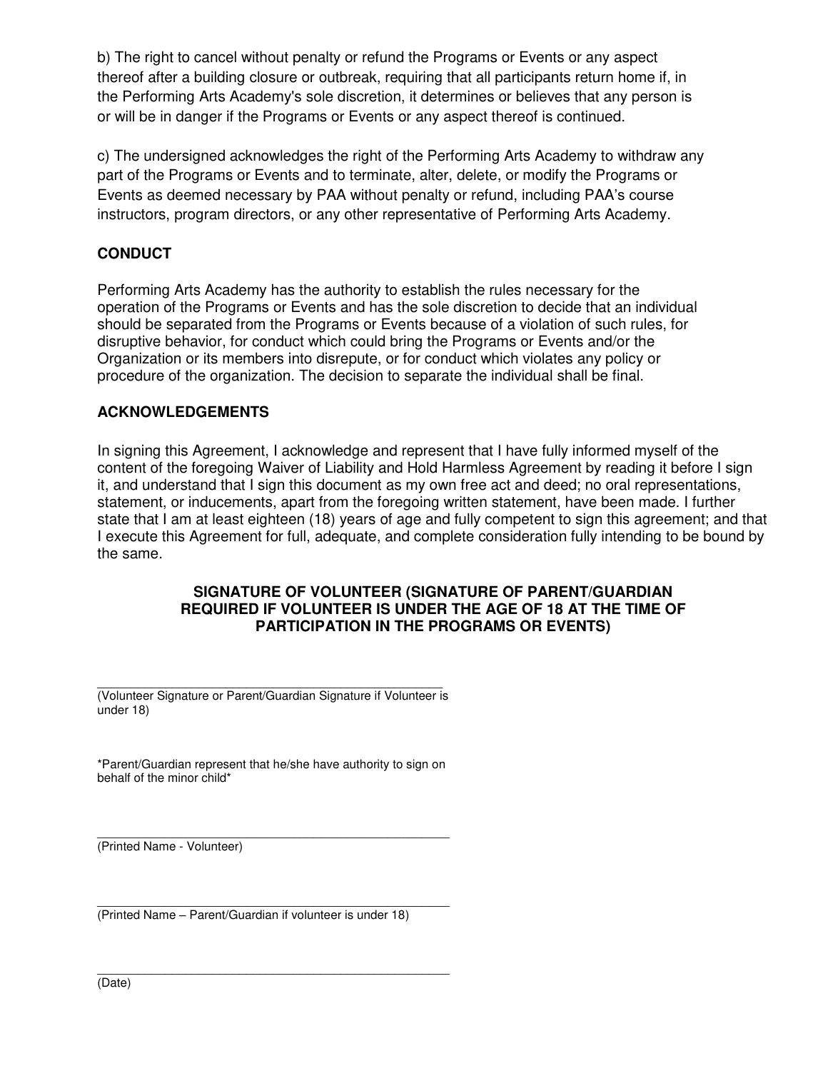b) The right to cancel without penalty or refund the Programs or Events or any aspect thereof after a building closure or outbreak, requiring that all participants return home if, in the Performing Arts Academy's sole discretion, it determines or believes that any person is or will be in danger if the Programs or Events or any aspect thereof is continued.

c) The undersigned acknowledges the right of the Performing Arts Academy to withdraw any part of the Programs or Events and to terminate, alter, delete, or modify the Programs or Events as deemed necessary by PAA without penalty or refund, including PAA's course instructors, program directors, or any other representative of Performing Arts Academy.

**CONDUCT**

Performing Arts Academy has the authority to establish the rules necessary for the operation of the Programs or Events and has the sole discretion to decide that an individual should be separated from the Programs or Events because of a violation of such rules, for disruptive behavior, for conduct which could bring the Programs or Events and/or the Organization or its members into disrepute, or for conduct which violates any policy or procedure of the organization. The decision to separate the individual shall be final.

**ACKNOWLEDGEMENTS**

In signing this Agreement, I acknowledge and represent that I have fully informed myself of the content of the foregoing Waiver of Liability and Hold Harmless Agreement by reading it before I sign it, and understand that I sign this document as my own free act and deed; no oral representations, statement, or inducements, apart from the foregoing written statement, have been made. I further state that I am at least eighteen (18) years of age and fully competent to sign this agreement; and that I execute this Agreement for full, adequate, and complete consideration fully intending to be bound by the same.

**SIGNATURE OF VOLUNTEER (SIGNATURE OF PARENT/GUARDIAN REQUIRED IF VOLUNTEER IS UNDER THE AGE OF 18 AT THE TIME OF PARTICIPATION IN THE PROGRAMS OR EVENTS)**

\_\_\_\_\_\_\_\_\_\_\_\_\_\_\_\_\_\_\_\_\_\_\_\_\_\_\_\_\_\_\_\_\_\_\_\_\_\_\_\_\_\_\_\_\_\_\_\_
(Volunteer Signature or Parent/Guardian Signature if Volunteer is under 18)

*Parent/Guardian represent that he/she have authority to sign on behalf of the minor child*

\_\_\_\_\_\_\_\_\_\_\_\_\_\_\_\_\_\_\_\_\_\_\_\_\_\_\_\_\_\_\_\_\_\_\_\_\_\_\_\_\_\_\_\_\_\_\_\_
(Printed Name - Volunteer)

\_\_\_\_\_\_\_\_\_\_\_\_\_\_\_\_\_\_\_\_\_\_\_\_\_\_\_\_\_\_\_\_\_\_\_\_\_\_\_\_\_\_\_\_\_\_\_\_
(Printed Name – Parent/Guardian if volunteer is under 18)

\_\_\_\_\_\_\_\_\_\_\_\_\_\_\_\_\_\_\_\_\_\_\_\_\_\_\_\_\_\_\_\_\_\_\_\_\_\_\_\_\_\_\_\_\_\_\_\_
(Date)